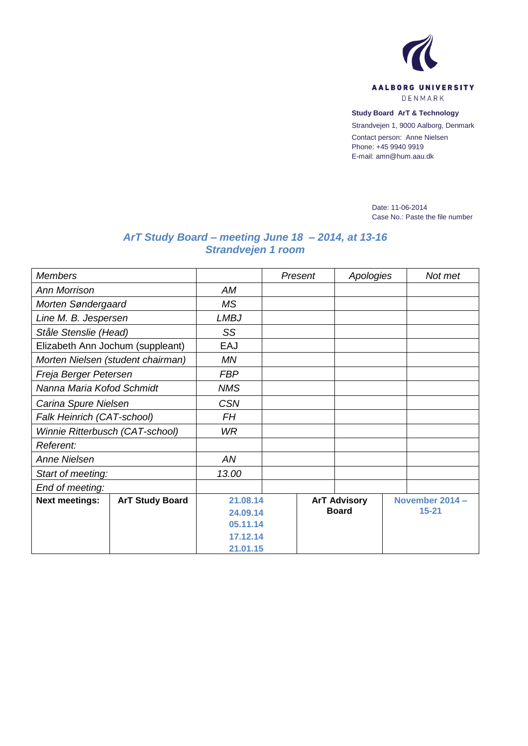AALBORG UNIVERSITY
DENMARK

**Study Board ArT & Technology**
Strandvejen 1, 9000 Aalborg, Denmark
Contact person: Anne Nielsen
Phone: +45 9940 9919
E-mail: amn@hum.aau.dk

Date: 11-06-2014
Case No.: Paste the file number

## *ArT Study Board – meeting June 18 – 2014, at 13-16*
## *Strandvejen 1 room*

| *Members* | | | *Present* | *Apologies* | *Not met* |
|---|---|---|---|---|---|
| *Ann Morrison* | | *AM* | | | |
| *Morten Søndergaard* | | *MS* | | | |
| *Line M. B. Jespersen* | | *LMBJ* | | | |
| *Ståle Stenslie (Head)* | | *SS* | | | |
| Elizabeth Ann Jochum (suppleant) | | EAJ | | | |
| *Morten Nielsen (student chairman)* | | *MN* | | | |
| *Freja Berger Petersen* | | *FBP* | | | |
| *Nanna Maria Kofod Schmidt* | | *NMS* | | | |
| *Carina Spure Nielsen* | | *CSN* | | | |
| *Falk Heinrich (CAT-school)* | | *FH* | | | |
| *Winnie Ritterbusch (CAT-school)* | | *WR* | | | |
| *Referent:* | | | | | |
| *Anne Nielsen* | | *AN* | | | |
| *Start of meeting:* | | *13.00* | | | |
| *End of meeting:* | | | | | |
| **Next meetings:** | **ArT Study Board** | **21.08.14**<br>**24.09.14**<br>**05.11.14**<br>**17.12.14**<br>**21.01.15** | **ArT Advisory Board** | **November 2014 – 15-21** | |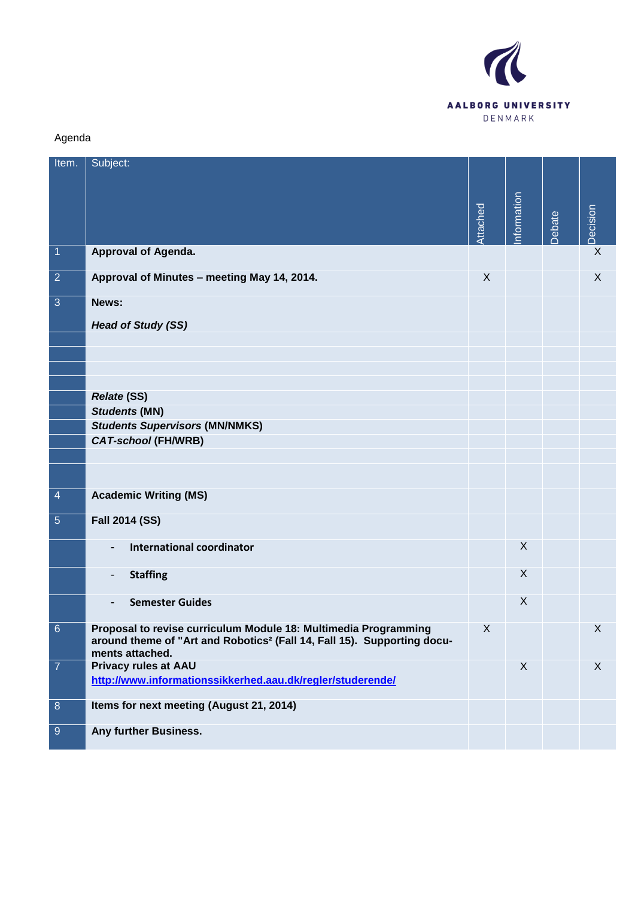AALBORG UNIVERSITY
DENMARK

Agenda

| Item. | Subject: | Attached | Information | Debate | Decision |
|---|---|---|---|---|---|
| 1 | **Approval of Agenda.** | | | | X |
| 2 | **Approval of Minutes – meeting May 14, 2014.** | X | | | X |
| 3 | **News:** | | | | |
| | ***Head of Study (SS)*** | | | | |
| | | | | | |
| | | | | | |
| | | | | | |
| | | | | | |
| | ***Relate* (SS)** | | | | |
| | ***Students* (MN)** | | | | |
| | ***Students Supervisors* (MN/NMKS)** | | | | |
| | ***CAT-school* (FH/WRB)** | | | | |
| | | | | | |
| | | | | | |
| 4 | **Academic Writing (MS)** | | | | |
| 5 | **Fall 2014 (SS)** | | | | |
| | - **International coordinator** | | X | | |
| | - **Staffing** | | X | | |
| | - **Semester Guides** | | X | | |
| 6 | **Proposal to revise curriculum Module 18: Multimedia Programming around theme of "Art and Robotics² (Fall 14, Fall 15). Supporting documents attached.** | X | | | X |
| 7 | **Privacy rules at AAU** [**http://www.informationssikkerhed.aau.dk/regler/studerende/**](http://www.informationssikkerhed.aau.dk/regler/studerende/) | | X | | X |
| 8 | **Items for next meeting (August 21, 2014)** | | | | |
| 9 | **Any further Business.** | | | | |